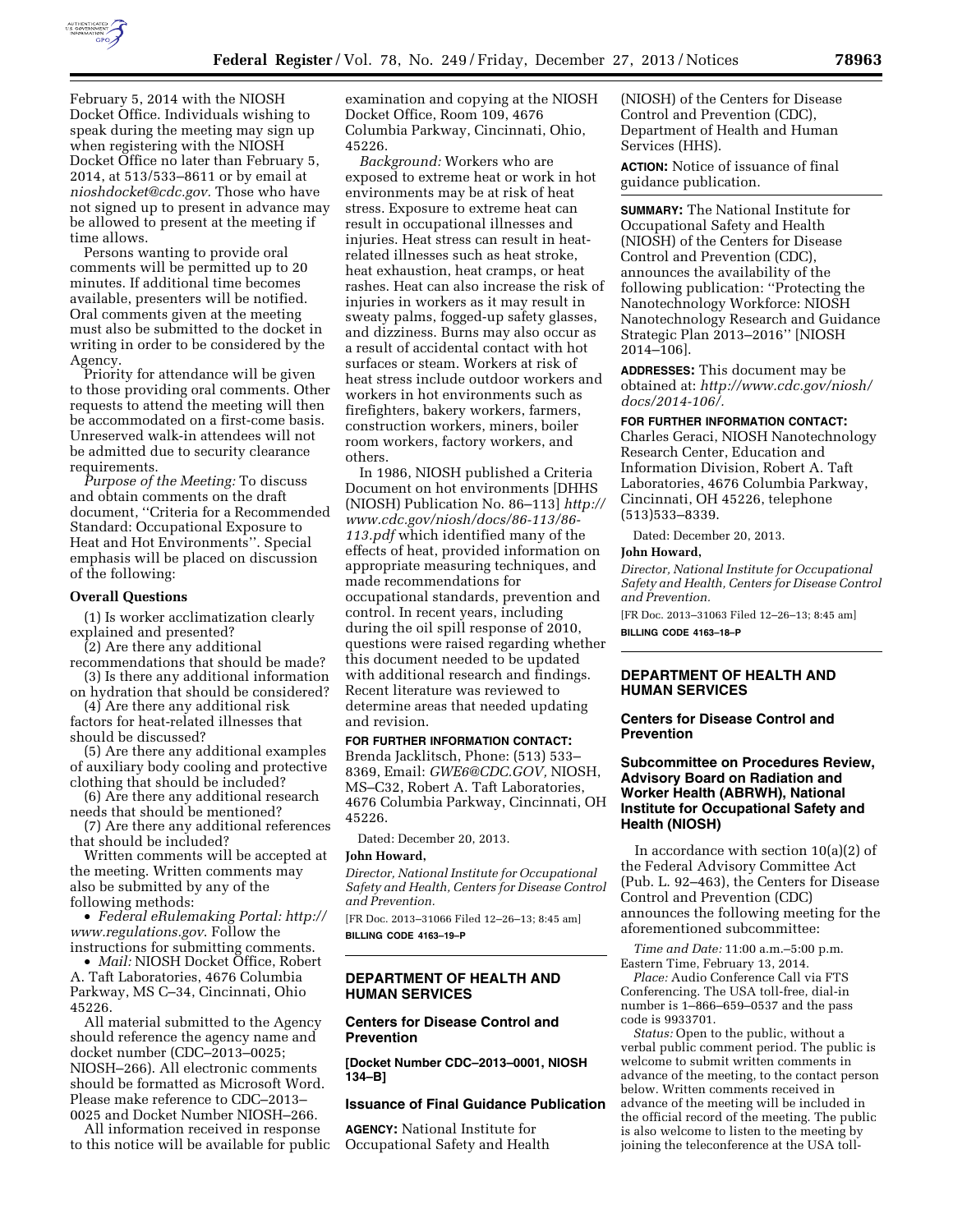February 5, 2014 with the NIOSH Docket Office. Individuals wishing to speak during the meeting may sign up when registering with the NIOSH Docket Office no later than February 5, 2014, at 513/533–8611 or by email at *nioshdocket@cdc.gov.* Those who have not signed up to present in advance may be allowed to present at the meeting if time allows.

Persons wanting to provide oral comments will be permitted up to 20 minutes. If additional time becomes available, presenters will be notified. Oral comments given at the meeting must also be submitted to the docket in writing in order to be considered by the Agency.

Priority for attendance will be given to those providing oral comments. Other requests to attend the meeting will then be accommodated on a first-come basis. Unreserved walk-in attendees will not be admitted due to security clearance requirements.

*Purpose of the Meeting:* To discuss and obtain comments on the draft document, ''Criteria for a Recommended Standard: Occupational Exposure to Heat and Hot Environments''. Special emphasis will be placed on discussion of the following:

**Overall Questions**

(1) Is worker acclimatization clearly explained and presented?

(2) Are there any additional recommendations that should be made?

(3) Is there any additional information on hydration that should be considered?

(4) Are there any additional risk factors for heat-related illnesses that should be discussed?

(5) Are there any additional examples of auxiliary body cooling and protective clothing that should be included?

(6) Are there any additional research needs that should be mentioned?

(7) Are there any additional references that should be included?

Written comments will be accepted at the meeting. Written comments may also be submitted by any of the following methods:

- *Federal eRulemaking Portal: http://www.regulations.gov*. Follow the instructions for submitting comments.
- *Mail:* NIOSH Docket Office, Robert A. Taft Laboratories, 4676 Columbia Parkway, MS C–34, Cincinnati, Ohio 45226.

All material submitted to the Agency should reference the agency name and docket number (CDC–2013–0025; NIOSH–266). All electronic comments should be formatted as Microsoft Word. Please make reference to CDC–2013–0025 and Docket Number NIOSH–266.

All information received in response to this notice will be available for public examination and copying at the NIOSH Docket Office, Room 109, 4676 Columbia Parkway, Cincinnati, Ohio, 45226.

*Background:* Workers who are exposed to extreme heat or work in hot environments may be at risk of heat stress. Exposure to extreme heat can result in occupational illnesses and injuries. Heat stress can result in heat-related illnesses such as heat stroke, heat exhaustion, heat cramps, or heat rashes. Heat can also increase the risk of injuries in workers as it may result in sweaty palms, fogged-up safety glasses, and dizziness. Burns may also occur as a result of accidental contact with hot surfaces or steam. Workers at risk of heat stress include outdoor workers and workers in hot environments such as firefighters, bakery workers, farmers, construction workers, miners, boiler room workers, factory workers, and others.

In 1986, NIOSH published a Criteria Document on hot environments [DHHS (NIOSH) Publication No. 86–113] *http://www.cdc.gov/niosh/docs/86-113/86-113.pdf* which identified many of the effects of heat, provided information on appropriate measuring techniques, and made recommendations for occupational standards, prevention and control. In recent years, including during the oil spill response of 2010, questions were raised regarding whether this document needed to be updated with additional research and findings. Recent literature was reviewed to determine areas that needed updating and revision.

**FOR FURTHER INFORMATION CONTACT:** Brenda Jacklitsch, Phone: (513) 533–8369, Email: *GWE6@CDC.GOV,* NIOSH, MS–C32, Robert A. Taft Laboratories, 4676 Columbia Parkway, Cincinnati, OH 45226.

Dated: December 20, 2013.

**John Howard,**

*Director, National Institute for Occupational Safety and Health, Centers for Disease Control and Prevention.*

[FR Doc. 2013–31066 Filed 12–26–13; 8:45 am]

**BILLING CODE 4163–19–P**

## DEPARTMENT OF HEALTH AND HUMAN SERVICES

### Centers for Disease Control and Prevention

**[Docket Number CDC–2013–0001, NIOSH 134–B]**

### Issuance of Final Guidance Publication

**AGENCY:** National Institute for Occupational Safety and Health (NIOSH) of the Centers for Disease Control and Prevention (CDC), Department of Health and Human Services (HHS).

**ACTION:** Notice of issuance of final guidance publication.

**SUMMARY:** The National Institute for Occupational Safety and Health (NIOSH) of the Centers for Disease Control and Prevention (CDC), announces the availability of the following publication: ''Protecting the Nanotechnology Workforce: NIOSH Nanotechnology Research and Guidance Strategic Plan 2013–2016'' [NIOSH 2014–106].

**ADDRESSES:** This document may be obtained at: *http://www.cdc.gov/niosh/docs/2014-106/.*

**FOR FURTHER INFORMATION CONTACT:** Charles Geraci, NIOSH Nanotechnology Research Center, Education and Information Division, Robert A. Taft Laboratories, 4676 Columbia Parkway, Cincinnati, OH 45226, telephone (513)533–8339.

Dated: December 20, 2013.

**John Howard,**

*Director, National Institute for Occupational Safety and Health, Centers for Disease Control and Prevention.*

[FR Doc. 2013–31063 Filed 12–26–13; 8:45 am]

**BILLING CODE 4163–18–P**

## DEPARTMENT OF HEALTH AND HUMAN SERVICES

### Centers for Disease Control and Prevention

### Subcommittee on Procedures Review, Advisory Board on Radiation and Worker Health (ABRWH), National Institute for Occupational Safety and Health (NIOSH)

In accordance with section 10(a)(2) of the Federal Advisory Committee Act (Pub. L. 92–463), the Centers for Disease Control and Prevention (CDC) announces the following meeting for the aforementioned subcommittee:

*Time and Date:* 11:00 a.m.–5:00 p.m. Eastern Time, February 13, 2014.

*Place:* Audio Conference Call via FTS Conferencing. The USA toll-free, dial-in number is 1–866–659–0537 and the pass code is 9933701.

*Status:* Open to the public, without a verbal public comment period. The public is welcome to submit written comments in advance of the meeting, to the contact person below. Written comments received in advance of the meeting will be included in the official record of the meeting. The public is also welcome to listen to the meeting by joining the teleconference at the USA toll-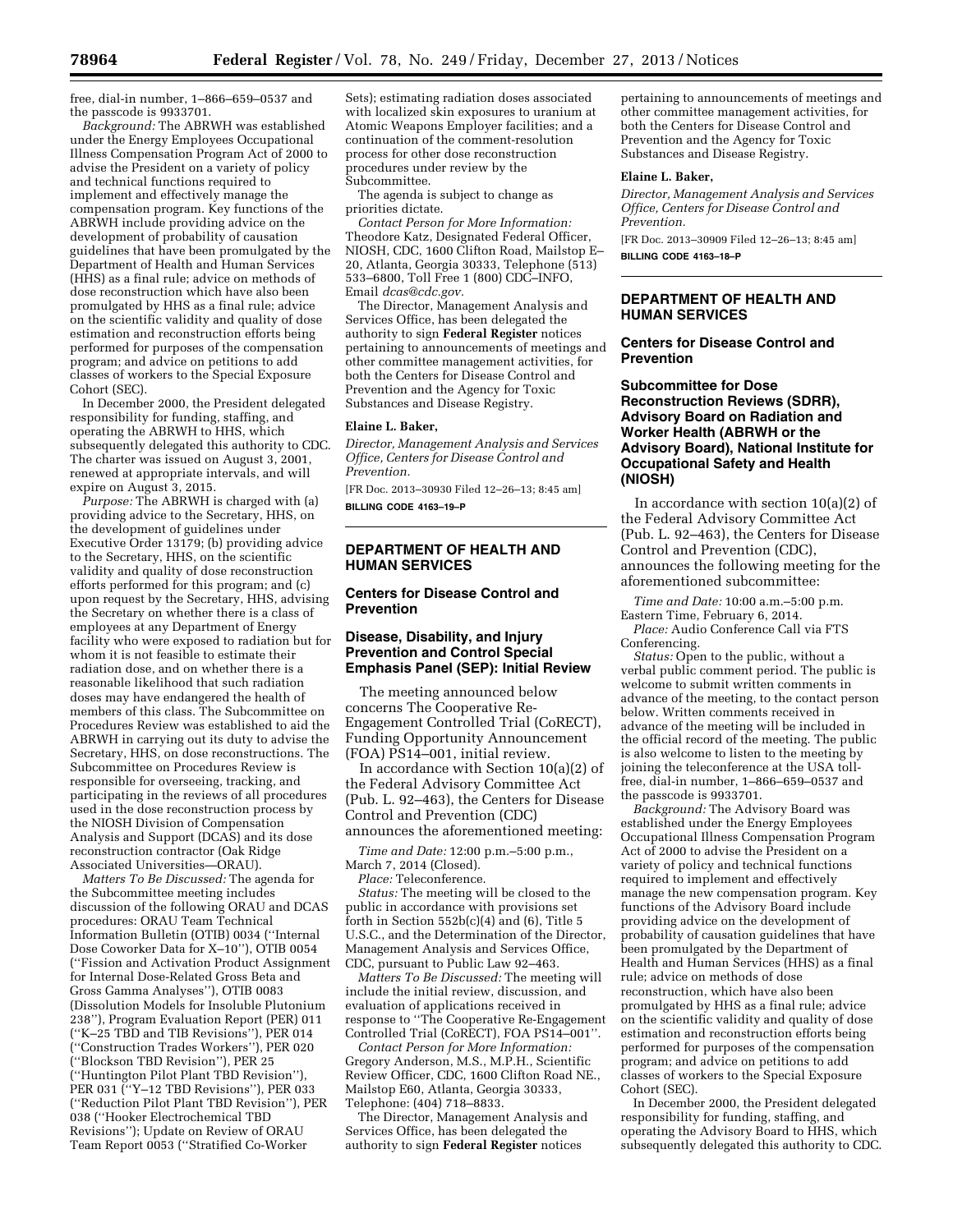free, dial-in number, 1–866–659–0537 and the passcode is 9933701.

*Background:* The ABRWH was established under the Energy Employees Occupational Illness Compensation Program Act of 2000 to advise the President on a variety of policy and technical functions required to implement and effectively manage the compensation program. Key functions of the ABRWH include providing advice on the development of probability of causation guidelines that have been promulgated by the Department of Health and Human Services (HHS) as a final rule; advice on methods of dose reconstruction which have also been promulgated by HHS as a final rule; advice on the scientific validity and quality of dose estimation and reconstruction efforts being performed for purposes of the compensation program; and advice on petitions to add classes of workers to the Special Exposure Cohort (SEC).

In December 2000, the President delegated responsibility for funding, staffing, and operating the ABRWH to HHS, which subsequently delegated this authority to CDC. The charter was issued on August 3, 2001, renewed at appropriate intervals, and will expire on August 3, 2015.

*Purpose:* The ABRWH is charged with (a) providing advice to the Secretary, HHS, on the development of guidelines under Executive Order 13179; (b) providing advice to the Secretary, HHS, on the scientific validity and quality of dose reconstruction efforts performed for this program; and (c) upon request by the Secretary, HHS, advising the Secretary on whether there is a class of employees at any Department of Energy facility who were exposed to radiation but for whom it is not feasible to estimate their radiation dose, and on whether there is a reasonable likelihood that such radiation doses may have endangered the health of members of this class. The Subcommittee on Procedures Review was established to aid the ABRWH in carrying out its duty to advise the Secretary, HHS, on dose reconstructions. The Subcommittee on Procedures Review is responsible for overseeing, tracking, and participating in the reviews of all procedures used in the dose reconstruction process by the NIOSH Division of Compensation Analysis and Support (DCAS) and its dose reconstruction contractor (Oak Ridge Associated Universities—ORAU).

*Matters To Be Discussed:* The agenda for the Subcommittee meeting includes discussion of the following ORAU and DCAS procedures: ORAU Team Technical Information Bulletin (OTIB) 0034 (''Internal Dose Coworker Data for X–10''), OTIB 0054 (''Fission and Activation Product Assignment for Internal Dose-Related Gross Beta and Gross Gamma Analyses''), OTIB 0083 (Dissolution Models for Insoluble Plutonium 238''), Program Evaluation Report (PER) 011 (''K–25 TBD and TIB Revisions''), PER 014 (''Construction Trades Workers''), PER 020 (''Blockson TBD Revision''), PER 25 (''Huntington Pilot Plant TBD Revision''), PER 031 (''Y–12 TBD Revisions''), PER 033 (''Reduction Pilot Plant TBD Revision''), PER 038 (''Hooker Electrochemical TBD Revisions''); Update on Review of ORAU Team Report 0053 (''Stratified Co-Worker Sets); estimating radiation doses associated with localized skin exposures to uranium at Atomic Weapons Employer facilities; and a continuation of the comment-resolution process for other dose reconstruction procedures under review by the Subcommittee.

The agenda is subject to change as priorities dictate.

*Contact Person for More Information:* Theodore Katz, Designated Federal Officer, NIOSH, CDC, 1600 Clifton Road, Mailstop E–20, Atlanta, Georgia 30333, Telephone (513) 533–6800, Toll Free 1 (800) CDC–INFO, Email *dcas@cdc.gov.*

The Director, Management Analysis and Services Office, has been delegated the authority to sign **Federal Register** notices pertaining to announcements of meetings and other committee management activities, for both the Centers for Disease Control and Prevention and the Agency for Toxic Substances and Disease Registry.

**Elaine L. Baker,**

*Director, Management Analysis and Services Office, Centers for Disease Control and Prevention.*

[FR Doc. 2013–30930 Filed 12–26–13; 8:45 am]

**BILLING CODE 4163–19–P**

## DEPARTMENT OF HEALTH AND HUMAN SERVICES

### Centers for Disease Control and Prevention

### Disease, Disability, and Injury Prevention and Control Special Emphasis Panel (SEP): Initial Review

The meeting announced below concerns The Cooperative Re-Engagement Controlled Trial (CoRECT), Funding Opportunity Announcement (FOA) PS14–001, initial review.

In accordance with Section 10(a)(2) of the Federal Advisory Committee Act (Pub. L. 92–463), the Centers for Disease Control and Prevention (CDC) announces the aforementioned meeting:

*Time and Date:* 12:00 p.m.–5:00 p.m., March 7, 2014 (Closed).

*Place:* Teleconference.

*Status:* The meeting will be closed to the public in accordance with provisions set forth in Section 552b(c)(4) and (6), Title 5 U.S.C., and the Determination of the Director, Management Analysis and Services Office, CDC, pursuant to Public Law 92–463.

*Matters To Be Discussed:* The meeting will include the initial review, discussion, and evaluation of applications received in response to ''The Cooperative Re-Engagement Controlled Trial (CoRECT), FOA PS14–001''.

*Contact Person for More Information:* Gregory Anderson, M.S., M.P.H., Scientific Review Officer, CDC, 1600 Clifton Road NE., Mailstop E60, Atlanta, Georgia 30333, Telephone: (404) 718–8833.

The Director, Management Analysis and Services Office, has been delegated the authority to sign **Federal Register** notices pertaining to announcements of meetings and other committee management activities, for both the Centers for Disease Control and Prevention and the Agency for Toxic Substances and Disease Registry.

**Elaine L. Baker,**

*Director, Management Analysis and Services Office, Centers for Disease Control and Prevention.*

[FR Doc. 2013–30909 Filed 12–26–13; 8:45 am]

**BILLING CODE 4163–18–P**

## DEPARTMENT OF HEALTH AND HUMAN SERVICES

### Centers for Disease Control and Prevention

### Subcommittee for Dose Reconstruction Reviews (SDRR), Advisory Board on Radiation and Worker Health (ABRWH or the Advisory Board), National Institute for Occupational Safety and Health (NIOSH)

In accordance with section 10(a)(2) of the Federal Advisory Committee Act (Pub. L. 92–463), the Centers for Disease Control and Prevention (CDC), announces the following meeting for the aforementioned subcommittee:

*Time and Date:* 10:00 a.m.–5:00 p.m. Eastern Time, February 6, 2014.

*Place:* Audio Conference Call via FTS Conferencing.

*Status:* Open to the public, without a verbal public comment period. The public is welcome to submit written comments in advance of the meeting, to the contact person below. Written comments received in advance of the meeting will be included in the official record of the meeting. The public is also welcome to listen to the meeting by joining the teleconference at the USA toll-free, dial-in number, 1–866–659–0537 and the passcode is 9933701.

*Background:* The Advisory Board was established under the Energy Employees Occupational Illness Compensation Program Act of 2000 to advise the President on a variety of policy and technical functions required to implement and effectively manage the new compensation program. Key functions of the Advisory Board include providing advice on the development of probability of causation guidelines that have been promulgated by the Department of Health and Human Services (HHS) as a final rule; advice on methods of dose reconstruction, which have also been promulgated by HHS as a final rule; advice on the scientific validity and quality of dose estimation and reconstruction efforts being performed for purposes of the compensation program; and advice on petitions to add classes of workers to the Special Exposure Cohort (SEC).

In December 2000, the President delegated responsibility for funding, staffing, and operating the Advisory Board to HHS, which subsequently delegated this authority to CDC.